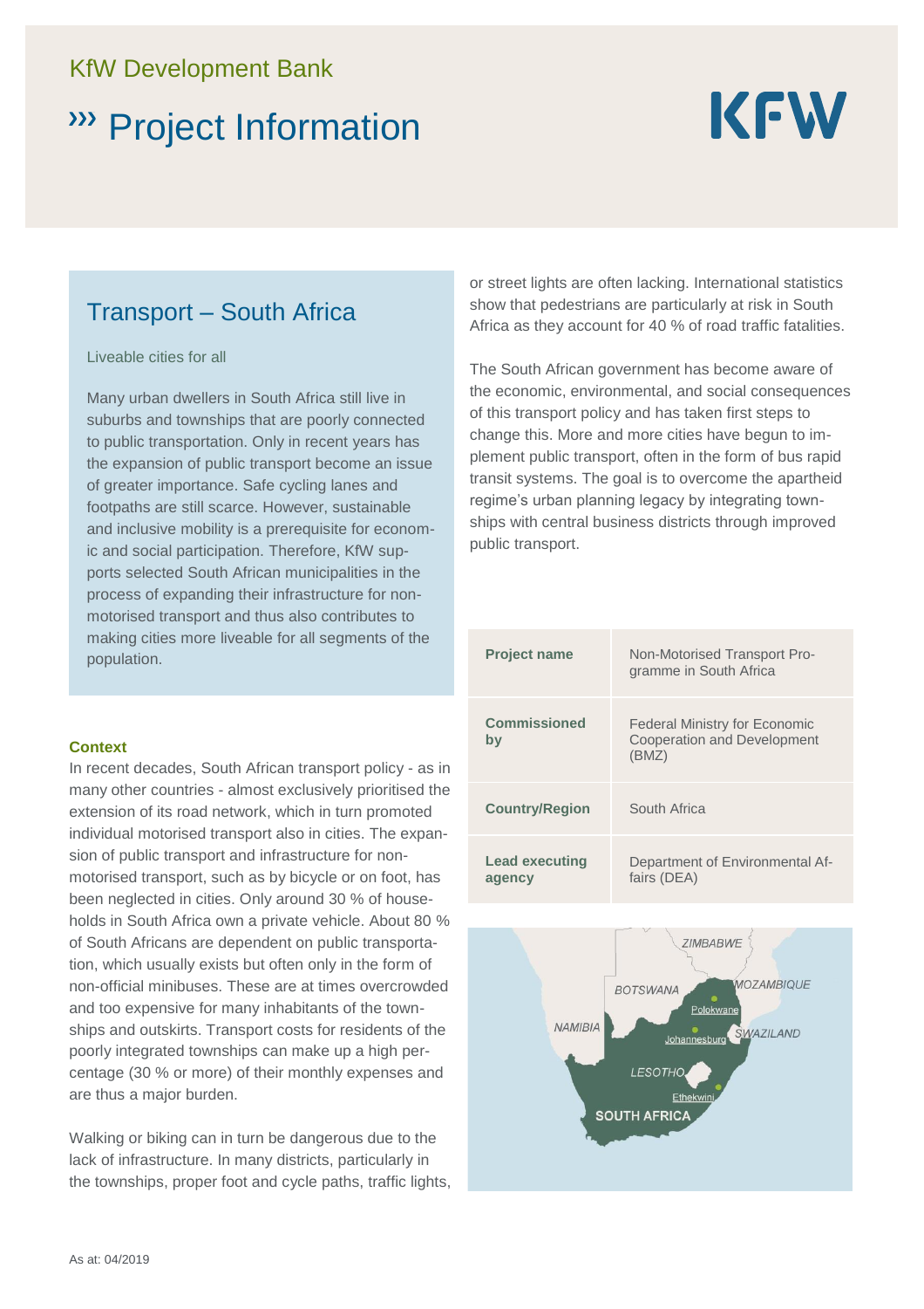KfW Development Bank

# ››› Project Information

## Transport – South Africa

Liveable cities for all

Many urban dwellers in South Africa still live in suburbs and townships that are poorly connected to public transportation. Only in recent years has the expansion of public transport become an issue of greater importance. Safe cycling lanes and footpaths are still scarce. However, sustainable and inclusive mobility is a prerequisite for economic and social participation. Therefore, KfW supports selected South African municipalities in the process of expanding their infrastructure for non-motorised transport and thus also contributes to making cities more liveable for all segments of the population.

### Context

In recent decades, South African transport policy - as in many other countries - almost exclusively prioritised the extension of its road network, which in turn promoted individual motorised transport also in cities. The expansion of public transport and infrastructure for non-motorised transport, such as by bicycle or on foot, has been neglected in cities. Only around 30 % of households in South Africa own a private vehicle. About 80 % of South Africans are dependent on public transportation, which usually exists but often only in the form of non-official minibuses. These are at times overcrowded and too expensive for many inhabitants of the townships and outskirts. Transport costs for residents of the poorly integrated townships can make up a high percentage (30 % or more) of their monthly expenses and are thus a major burden.

Walking or biking can in turn be dangerous due to the lack of infrastructure. In many districts, particularly in the townships, proper foot and cycle paths, traffic lights, or street lights are often lacking. International statistics show that pedestrians are particularly at risk in South Africa as they account for 40 % of road traffic fatalities.

The South African government has become aware of the economic, environmental, and social consequences of this transport policy and has taken first steps to change this. More and more cities have begun to implement public transport, often in the form of bus rapid transit systems. The goal is to overcome the apartheid regime's urban planning legacy by integrating townships with central business districts through improved public transport.

| | |
|---|---|
| **Project name** | Non-Motorised Transport Programme in South Africa |
| **Commissioned by** | Federal Ministry for Economic Cooperation and Development (BMZ) |
| **Country/Region** | South Africa |
| **Lead executing agency** | Department of Environmental Affairs (DEA) |

ZIMBABWE
BOTSWANA
MOZAMBIQUE
Polokwane
NAMIBIA
Johannesburg
SWAZILAND
LESOTHO
Ethekwini
SOUTH AFRICA

As at: 04/2019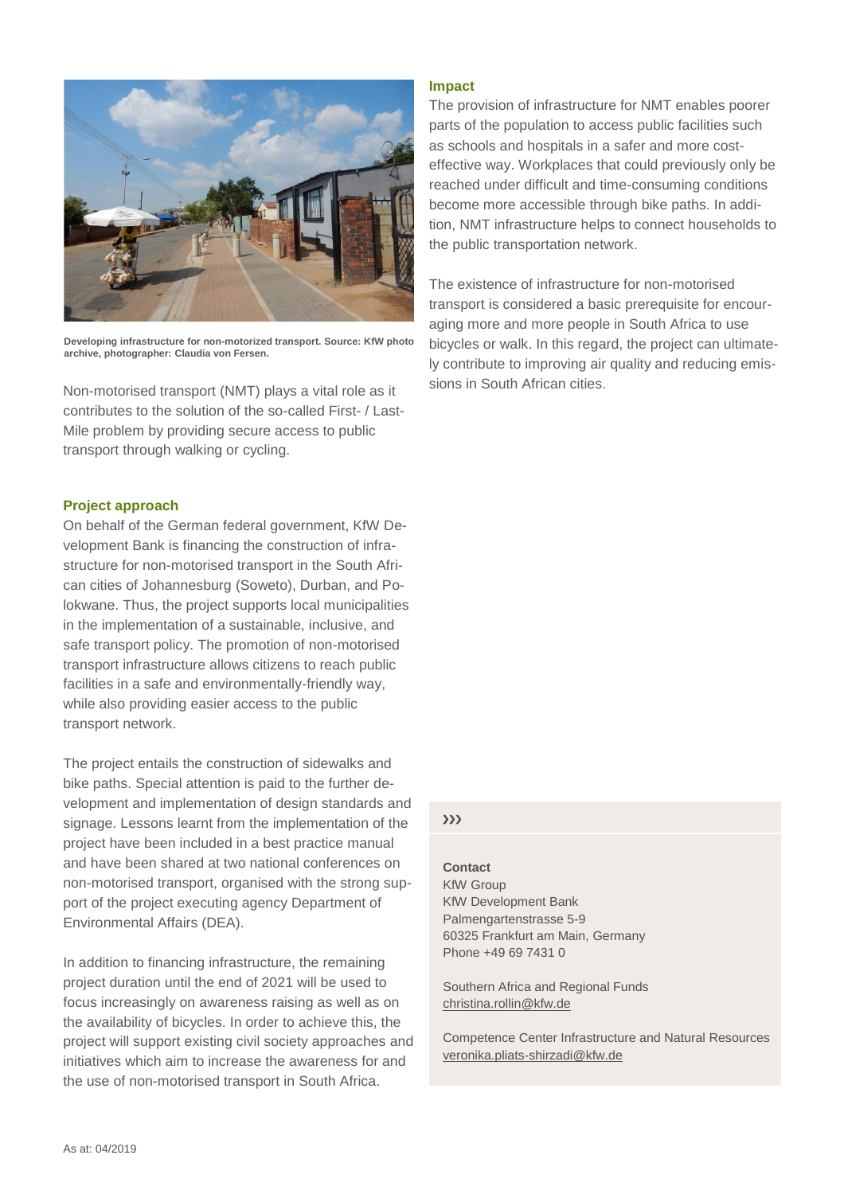Developing infrastructure for non-motorized transport. Source: KfW photo archive, photographer: Claudia von Fersen.

Non-motorised transport (NMT) plays a vital role as it contributes to the solution of the so-called First- / Last-Mile problem by providing secure access to public transport through walking or cycling.

## Project approach

On behalf of the German federal government, KfW Development Bank is financing the construction of infrastructure for non-motorised transport in the South African cities of Johannesburg (Soweto), Durban, and Polokwane. Thus, the project supports local municipalities in the implementation of a sustainable, inclusive, and safe transport policy. The promotion of non-motorised transport infrastructure allows citizens to reach public facilities in a safe and environmentally-friendly way, while also providing easier access to the public transport network.

The project entails the construction of sidewalks and bike paths. Special attention is paid to the further development and implementation of design standards and signage. Lessons learnt from the implementation of the project have been included in a best practice manual and have been shared at two national conferences on non-motorised transport, organised with the strong support of the project executing agency Department of Environmental Affairs (DEA).

In addition to financing infrastructure, the remaining project duration until the end of 2021 will be used to focus increasingly on awareness raising as well as on the availability of bicycles. In order to achieve this, the project will support existing civil society approaches and initiatives which aim to increase the awareness for and the use of non-motorised transport in South Africa.

## Impact

The provision of infrastructure for NMT enables poorer parts of the population to access public facilities such as schools and hospitals in a safer and more cost-effective way. Workplaces that could previously only be reached under difficult and time-consuming conditions become more accessible through bike paths. In addition, NMT infrastructure helps to connect households to the public transportation network.

The existence of infrastructure for non-motorised transport is considered a basic prerequisite for encouraging more and more people in South Africa to use bicycles or walk. In this regard, the project can ultimately contribute to improving air quality and reducing emissions in South African cities.

›››

**Contact**
KfW Group
KfW Development Bank
Palmengartenstrasse 5-9
60325 Frankfurt am Main, Germany
Phone +49 69 7431 0

Southern Africa and Regional Funds
christina.rollin@kfw.de

Competence Center Infrastructure and Natural Resources
veronika.pliats-shirzadi@kfw.de

As at: 04/2019